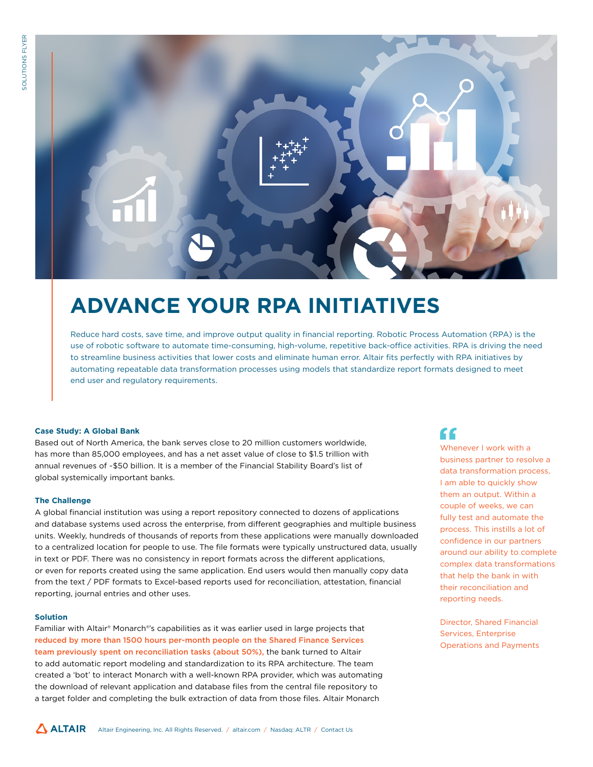# ADVANCE YOUR RPA INITIATIVES

Reduce hard costs, save time, and improve output quality in financial reporting. Robotic Process Automation (RPA) is the use of robotic software to automate time-consuming, high-volume, repetitive back-office activities. RPA is driving the need to streamline business activities that lower costs and eliminate human error. Altair fits perfectly with RPA initiatives by automating repeatable data transformation processes using models that standardize report formats designed to meet end user and regulatory requirements.

### Case Study: A Global Bank

Based out of North America, the bank serves close to 20 million customers worldwide, has more than 85,000 employees, and has a net asset value of close to $1.5 trillion with annual revenues of ~$50 billion. It is a member of the Financial Stability Board's list of global systemically important banks.

### The Challenge

A global financial institution was using a report repository connected to dozens of applications and database systems used across the enterprise, from different geographies and multiple business units. Weekly, hundreds of thousands of reports from these applications were manually downloaded to a centralized location for people to use. The file formats were typically unstructured data, usually in text or PDF. There was no consistency in report formats across the different applications, or even for reports created using the same application. End users would then manually copy data from the text / PDF formats to Excel-based reports used for reconciliation, attestation, financial reporting, journal entries and other uses.

### Solution

Familiar with Altair® Monarch®'s capabilities as it was earlier used in large projects that **reduced by more than 1500 hours per-month people on the Shared Finance Services team previously spent on reconciliation tasks (about 50%),** the bank turned to Altair to add automatic report modeling and standardization to its RPA architecture. The team created a 'bot' to interact Monarch with a well-known RPA provider, which was automating the download of relevant application and database files from the central file repository to a target folder and completing the bulk extraction of data from those files. Altair Monarch

> "Whenever I work with a business partner to resolve a data transformation process, I am able to quickly show them an output. Within a couple of weeks, we can fully test and automate the process. This instills a lot of confidence in our partners around our ability to complete complex data transformations that help the bank in with their reconciliation and reporting needs.
>
> Director, Shared Financial Services, Enterprise Operations and Payments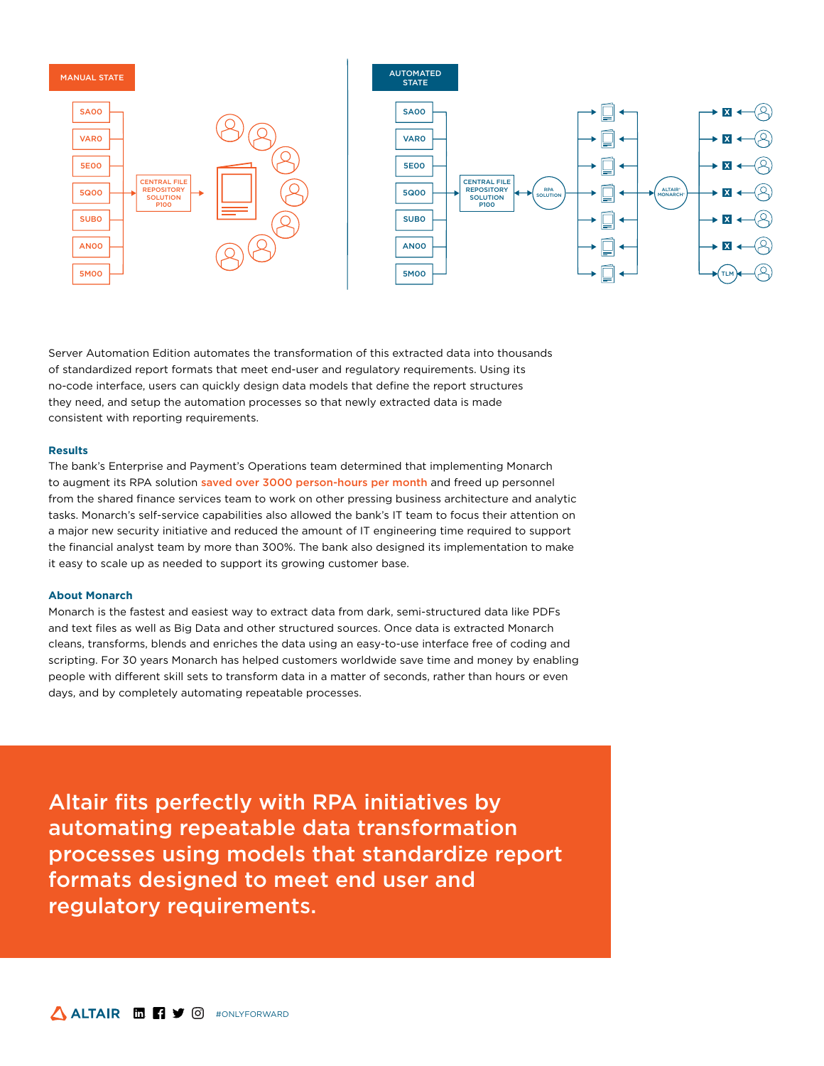MANUAL STATE

SA00

VAR0

5E00

5Q00

SUB0

AN00

5M00

CENTRAL FILE REPOSITORY SOLUTION P100

AUTOMATED STATE

SA00

VAR0

5E00

5Q00

SUB0

AN00

5M00

CENTRAL FILE REPOSITORY SOLUTION P100

RPA SOLUTION

ALTAIR MONARCH

TLM

Server Automation Edition automates the transformation of this extracted data into thousands of standardized report formats that meet end-user and regulatory requirements. Using its no-code interface, users can quickly design data models that define the report structures they need, and setup the automation processes so that newly extracted data is made consistent with reporting requirements.

### Results

The bank's Enterprise and Payment's Operations team determined that implementing Monarch to augment its RPA solution **saved over 3000 person-hours per month** and freed up personnel from the shared finance services team to work on other pressing business architecture and analytic tasks. Monarch's self-service capabilities also allowed the bank's IT team to focus their attention on a major new security initiative and reduced the amount of IT engineering time required to support the financial analyst team by more than 300%. The bank also designed its implementation to make it easy to scale up as needed to support its growing customer base.

### About Monarch

Monarch is the fastest and easiest way to extract data from dark, semi-structured data like PDFs and text files as well as Big Data and other structured sources. Once data is extracted Monarch cleans, transforms, blends and enriches the data using an easy-to-use interface free of coding and scripting. For 30 years Monarch has helped customers worldwide save time and money by enabling people with different skill sets to transform data in a matter of seconds, rather than hours or even days, and by completely automating repeatable processes.

## Altair fits perfectly with RPA initiatives by automating repeatable data transformation processes using models that standardize report formats designed to meet end user and regulatory requirements.

ALTAIR #ONLYFORWARD